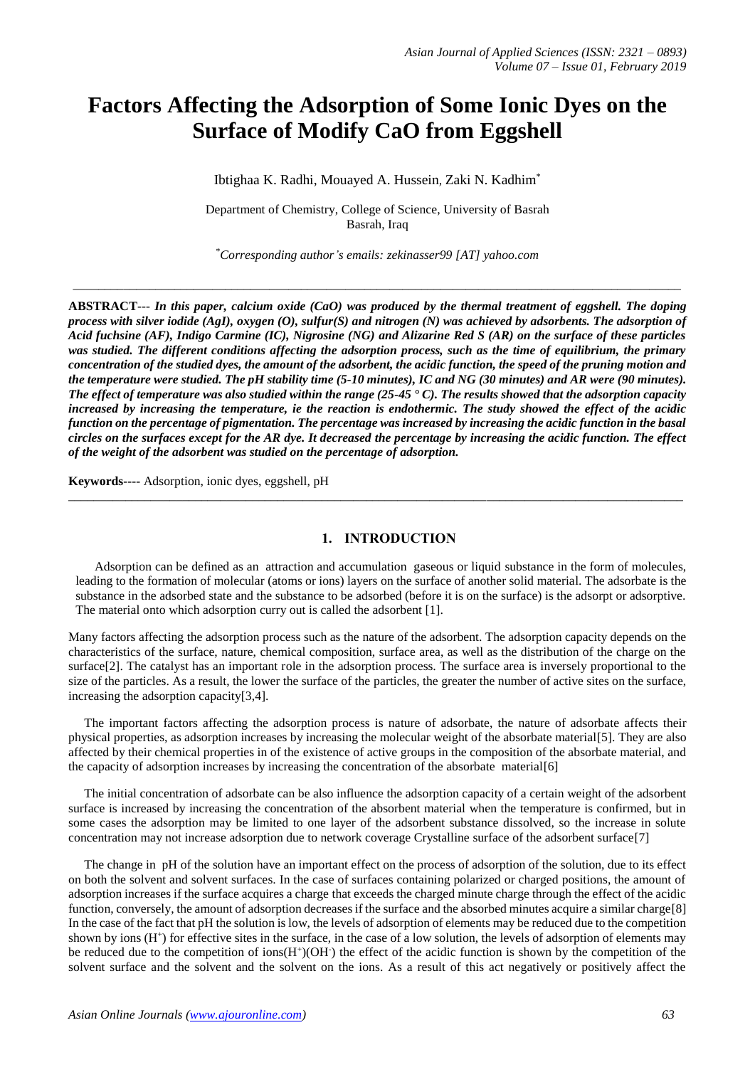# Factors Affecting the Adsorption of Some Ionic Dyes on the Surface of Modify CaO from Eggshell

Ibtighaa K. Radhi, Mouayed A. Hussein, Zaki N. Kadhim[*]

Department of Chemistry, College of Science, University of Basrah
Basrah, Iraq

[*]*Corresponding author's emails: zekinasser99 [AT] yahoo.com*

---

**ABSTRACT**--- ***In this paper, calcium oxide (CaO) was produced by the thermal treatment of eggshell. The doping process with silver iodide (AgI), oxygen (O), sulfur(S) and nitrogen (N) was achieved by adsorbents. The adsorption of Acid fuchsine (AF), Indigo Carmine (IC), Nigrosine (NG) and Alizarine Red S (AR) on the surface of these particles was studied. The different conditions affecting the adsorption process, such as the time of equilibrium, the primary concentration of the studied dyes, the amount of the adsorbent, the acidic function, the speed of the pruning motion and the temperature were studied. The pH stability time (5-10 minutes), IC and NG (30 minutes) and AR were (90 minutes). The effect of temperature was also studied within the range (25-45 °C). The results showed that the adsorption capacity increased by increasing the temperature, ie the reaction is endothermic. The study showed the effect of the acidic function on the percentage of pigmentation. The percentage was increased by increasing the acidic function in the basal circles on the surfaces except for the AR dye. It decreased the percentage by increasing the acidic function. The effect of the weight of the adsorbent was studied on the percentage of adsorption.***

**Keywords----** Adsorption, ionic dyes, eggshell, pH

---

## 1. INTRODUCTION

Adsorption can be defined as an attraction and accumulation gaseous or liquid substance in the form of molecules, leading to the formation of molecular (atoms or ions) layers on the surface of another solid material. The adsorbate is the substance in the adsorbed state and the substance to be adsorbed (before it is on the surface) is the adsorpt or adsorptive. The material onto which adsorption curry out is called the adsorbent [1].

Many factors affecting the adsorption process such as the nature of the adsorbent. The adsorption capacity depends on the characteristics of the surface, nature, chemical composition, surface area, as well as the distribution of the charge on the surface[2]. The catalyst has an important role in the adsorption process. The surface area is inversely proportional to the size of the particles. As a result, the lower the surface of the particles, the greater the number of active sites on the surface, increasing the adsorption capacity[3,4].

The important factors affecting the adsorption process is nature of adsorbate, the nature of adsorbate affects their physical properties, as adsorption increases by increasing the molecular weight of the absorbate material[5]. They are also affected by their chemical properties in of the existence of active groups in the composition of the absorbate material, and the capacity of adsorption increases by increasing the concentration of the absorbate material[6]

The initial concentration of adsorbate can be also influence the adsorption capacity of a certain weight of the adsorbent surface is increased by increasing the concentration of the absorbent material when the temperature is confirmed, but in some cases the adsorption may be limited to one layer of the adsorbent substance dissolved, so the increase in solute concentration may not increase adsorption due to network coverage Crystalline surface of the adsorbent surface[7]

The change in pH of the solution have an important effect on the process of adsorption of the solution, due to its effect on both the solvent and solvent surfaces. In the case of surfaces containing polarized or charged positions, the amount of adsorption increases if the surface acquires a charge that exceeds the charged minute charge through the effect of the acidic function, conversely, the amount of adsorption decreases if the surface and the absorbed minutes acquire a similar charge[8] In the case of the fact that pH the solution is low, the levels of adsorption of elements may be reduced due to the competition shown by ions ($H^+$) for effective sites in the surface, in the case of a low solution, the levels of adsorption of elements may be reduced due to the competition of ions($H^+$)($OH^-$) the effect of the acidic function is shown by the competition of the solvent surface and the solvent and the solvent on the ions. As a result of this act negatively or positively affect the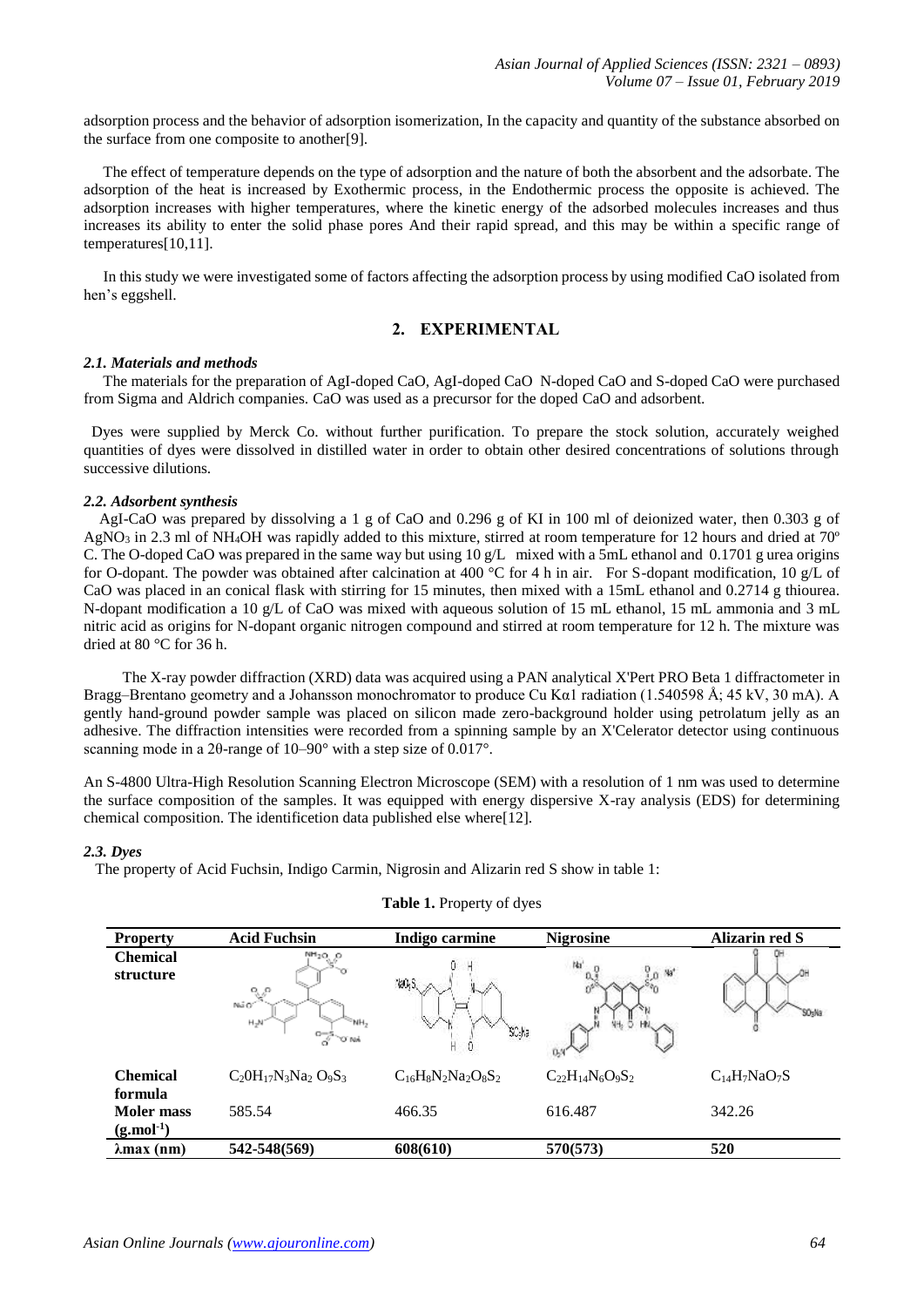adsorption process and the behavior of adsorption isomerization, In the capacity and quantity of the substance absorbed on the surface from one composite to another[9].

The effect of temperature depends on the type of adsorption and the nature of both the absorbent and the adsorbate. The adsorption of the heat is increased by Exothermic process, in the Endothermic process the opposite is achieved. The adsorption increases with higher temperatures, where the kinetic energy of the adsorbed molecules increases and thus increases its ability to enter the solid phase pores And their rapid spread, and this may be within a specific range of temperatures[10,11].

In this study we were investigated some of factors affecting the adsorption process by using modified CaO isolated from hen's eggshell.

## 2. EXPERIMENTAL

### *2.1. Materials and methods*

The materials for the preparation of AgI-doped CaO, AgI-doped CaO N-doped CaO and S-doped CaO were purchased from Sigma and Aldrich companies. CaO was used as a precursor for the doped CaO and adsorbent.

Dyes were supplied by Merck Co. without further purification. To prepare the stock solution, accurately weighed quantities of dyes were dissolved in distilled water in order to obtain other desired concentrations of solutions through successive dilutions.

### *2.2. Adsorbent synthesis*

AgI-CaO was prepared by dissolving a 1 g of CaO and 0.296 g of KI in 100 ml of deionized water, then 0.303 g of $AgNO_3$ in 2.3 ml of $NH_4OH$ was rapidly added to this mixture, stirred at room temperature for 12 hours and dried at 70º C. The O-doped CaO was prepared in the same way but using 10 g/L mixed with a 5mL ethanol and 0.1701 g urea origins for O-dopant. The powder was obtained after calcination at 400 °C for 4 h in air. For S-dopant modification, 10 g/L of CaO was placed in an conical flask with stirring for 15 minutes, then mixed with a 15mL ethanol and 0.2714 g thiourea. N-dopant modification a 10 g/L of CaO was mixed with aqueous solution of 15 mL ethanol, 15 mL ammonia and 3 mL nitric acid as origins for N-dopant organic nitrogen compound and stirred at room temperature for 12 h. The mixture was dried at 80 °C for 36 h.

The X-ray powder diffraction (XRD) data was acquired using a PAN analytical X'Pert PRO Beta 1 diffractometer in Bragg–Brentano geometry and a Johansson monochromator to produce Cu Kα1 radiation (1.540598 Å; 45 kV, 30 mA). A gently hand-ground powder sample was placed on silicon made zero-background holder using petrolatum jelly as an adhesive. The diffraction intensities were recorded from a spinning sample by an X'Celerator detector using continuous scanning mode in a 2θ-range of 10–90° with a step size of 0.017°.

An S-4800 Ultra-High Resolution Scanning Electron Microscope (SEM) with a resolution of 1 nm was used to determine the surface composition of the samples. It was equipped with energy dispersive X-ray analysis (EDS) for determining chemical composition. The identificetion data published else where[12].

### *2.3. Dyes*

The property of Acid Fuchsin, Indigo Carmin, Nigrosin and Alizarin red S show in table 1:

**Table 1.** Property of dyes

| Property | Acid Fuchsin | Indigo carmine | Nigrosine | Alizarin red S |
|---|---|---|---|---|
| **Chemical structure** | | | | |
| **Chemical formula** | $C_20H_{17}N_3Na_2O_9S_3$ | $C_{16}H_8N_2Na_2O_8S_2$ | $C_{22}H_{14}N_6O_9S_2$ | $C_{14}H_7NaO_7S$ |
| **Moler mass ($g.mol^{-1}$)** | 585.54 | 466.35 | 616.487 | 342.26 |
| **λmax (nm)** | **542-548(569)** | **608(610)** | **570(573)** | **520** |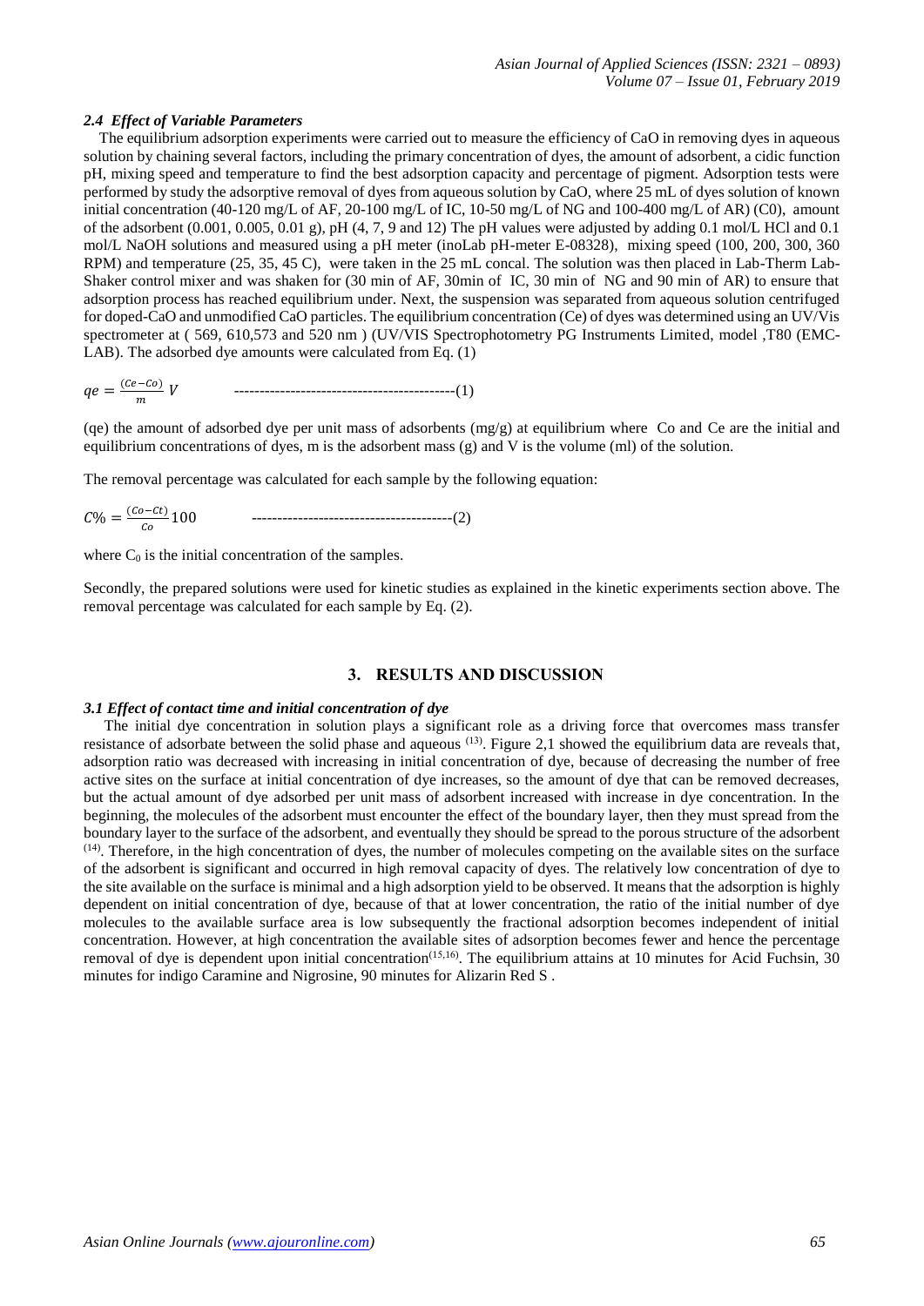### *2.4 Effect of Variable Parameters*

The equilibrium adsorption experiments were carried out to measure the efficiency of CaO in removing dyes in aqueous solution by chaining several factors, including the primary concentration of dyes, the amount of adsorbent, a cidic function pH, mixing speed and temperature to find the best adsorption capacity and percentage of pigment. Adsorption tests were performed by study the adsorptive removal of dyes from aqueous solution by CaO, where 25 mL of dyes solution of known initial concentration (40-120 mg/L of AF, 20-100 mg/L of IC, 10-50 mg/L of NG and 100-400 mg/L of AR) (C0), amount of the adsorbent (0.001, 0.005, 0.01 g), pH (4, 7, 9 and 12) The pH values were adjusted by adding 0.1 mol/L HCl and 0.1 mol/L NaOH solutions and measured using a pH meter (inoLab pH-meter E-08328), mixing speed (100, 200, 300, 360 RPM) and temperature (25, 35, 45 C), were taken in the 25 mL concal. The solution was then placed in Lab-Therm Lab-Shaker control mixer and was shaken for (30 min of AF, 30min of IC, 30 min of NG and 90 min of AR) to ensure that adsorption process has reached equilibrium under. Next, the suspension was separated from aqueous solution centrifuged for doped-CaO and unmodified CaO particles. The equilibrium concentration (Ce) of dyes was determined using an UV/Vis spectrometer at ( 569, 610,573 and 520 nm ) (UV/VIS Spectrophotometry PG Instruments Limited, model ,T80 (EMC-LAB). The adsorbed dye amounts were calculated from Eq. (1)

$$qe = \frac{(Ce - Co)}{m} V \qquad \text{-------------------------------------------(1)}$$

(qe) the amount of adsorbed dye per unit mass of adsorbents (mg/g) at equilibrium where Co and Ce are the initial and equilibrium concentrations of dyes, m is the adsorbent mass (g) and V is the volume (ml) of the solution.

The removal percentage was calculated for each sample by the following equation:

$$C\% = \frac{(Co - Ct)}{Co} 100 \qquad \text{---------------------------------------(2)}$$

where $C_0$ is the initial concentration of the samples.

Secondly, the prepared solutions were used for kinetic studies as explained in the kinetic experiments section above. The removal percentage was calculated for each sample by Eq. (2).

## 3. RESULTS AND DISCUSSION

### *3.1 Effect of contact time and initial concentration of dye*

The initial dye concentration in solution plays a significant role as a driving force that overcomes mass transfer resistance of adsorbate between the solid phase and aqueous [13]. Figure 2,1 showed the equilibrium data are reveals that, adsorption ratio was decreased with increasing in initial concentration of dye, because of decreasing the number of free active sites on the surface at initial concentration of dye increases, so the amount of dye that can be removed decreases, but the actual amount of dye adsorbed per unit mass of adsorbent increased with increase in dye concentration. In the beginning, the molecules of the adsorbent must encounter the effect of the boundary layer, then they must spread from the boundary layer to the surface of the adsorbent, and eventually they should be spread to the porous structure of the adsorbent [14]. Therefore, in the high concentration of dyes, the number of molecules competing on the available sites on the surface of the adsorbent is significant and occurred in high removal capacity of dyes. The relatively low concentration of dye to the site available on the surface is minimal and a high adsorption yield to be observed. It means that the adsorption is highly dependent on initial concentration of dye, because of that at lower concentration, the ratio of the initial number of dye molecules to the available surface area is low subsequently the fractional adsorption becomes independent of initial concentration. However, at high concentration the available sites of adsorption becomes fewer and hence the percentage removal of dye is dependent upon initial concentration[15,16]. The equilibrium attains at 10 minutes for Acid Fuchsin, 30 minutes for indigo Caramine and Nigrosine, 90 minutes for Alizarin Red S .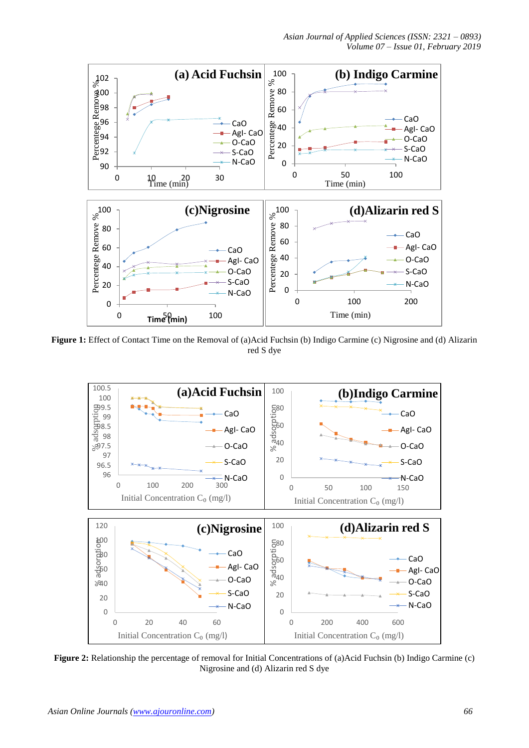**Figure 1:** Effect of Contact Time on the Removal of (a)Acid Fuchsin (b) Indigo Carmine (c) Nigrosine and (d) Alizarin red S dye

**Figure 2:** Relationship the percentage of removal for Initial Concentrations of (a)Acid Fuchsin (b) Indigo Carmine (c) Nigrosine and (d) Alizarin red S dye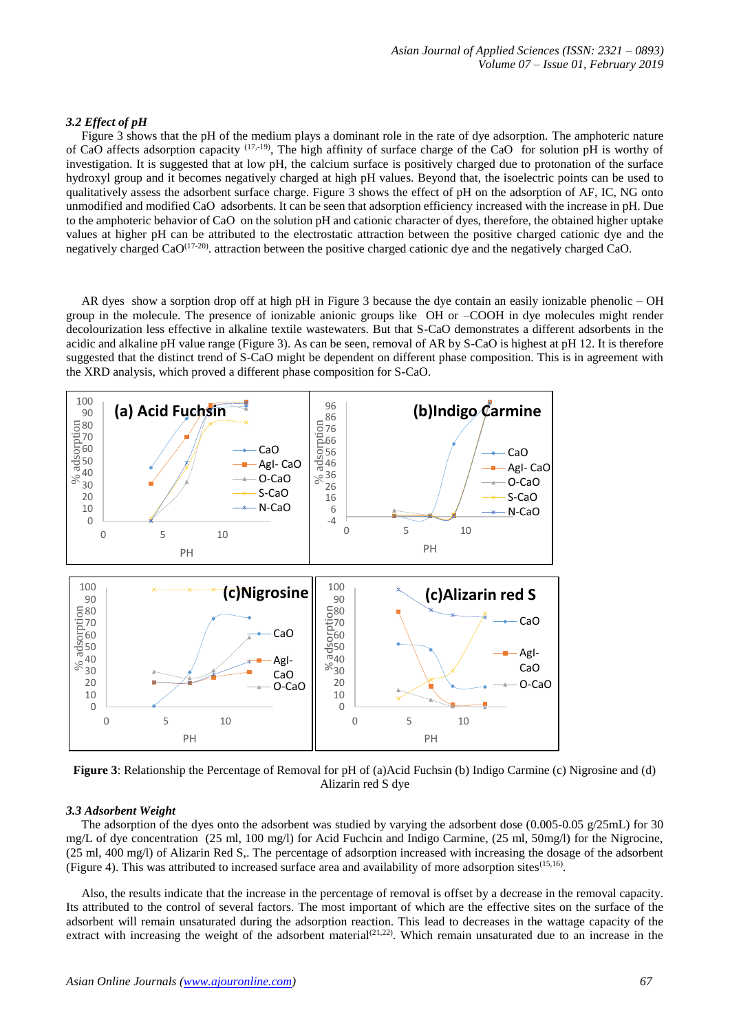### 3.2 Effect of pH

Figure 3 shows that the pH of the medium plays a dominant role in the rate of dye adsorption. The amphoteric nature of CaO affects adsorption capacity [17,-19], The high affinity of surface charge of the CaO for solution pH is worthy of investigation. It is suggested that at low pH, the calcium surface is positively charged due to protonation of the surface hydroxyl group and it becomes negatively charged at high pH values. Beyond that, the isoelectric points can be used to qualitatively assess the adsorbent surface charge. Figure 3 shows the effect of pH on the adsorption of AF, IC, NG onto unmodified and modified CaO adsorbents. It can be seen that adsorption efficiency increased with the increase in pH. Due to the amphoteric behavior of CaO on the solution pH and cationic character of dyes, therefore, the obtained higher uptake values at higher pH can be attributed to the electrostatic attraction between the positive charged cationic dye and the negatively charged CaO[17-20]. attraction between the positive charged cationic dye and the negatively charged CaO.

AR dyes show a sorption drop off at high pH in Figure 3 because the dye contain an easily ionizable phenolic – OH group in the molecule. The presence of ionizable anionic groups like OH or –COOH in dye molecules might render decolourization less effective in alkaline textile wastewaters. But that S-CaO demonstrates a different adsorbents in the acidic and alkaline pH value range (Figure 3). As can be seen, removal of AR by S-CaO is highest at pH 12. It is therefore suggested that the distinct trend of S-CaO might be dependent on different phase composition. This is in agreement with the XRD analysis, which proved a different phase composition for S-CaO.

**Figure 3**: Relationship the Percentage of Removal for pH of (a)Acid Fuchsin (b) Indigo Carmine (c) Nigrosine and (d) Alizarin red S dye

### 3.3 Adsorbent Weight

The adsorption of the dyes onto the adsorbent was studied by varying the adsorbent dose (0.005-0.05 g/25mL) for 30 mg/L of dye concentration (25 ml, 100 mg/l) for Acid Fuchcin and Indigo Carmine, (25 ml, 50mg/l) for the Nigrocine, (25 ml, 400 mg/l) of Alizarin Red S,. The percentage of adsorption increased with increasing the dosage of the adsorbent (Figure 4). This was attributed to increased surface area and availability of more adsorption sites[15,16].

Also, the results indicate that the increase in the percentage of removal is offset by a decrease in the removal capacity. Its attributed to the control of several factors. The most important of which are the effective sites on the surface of the adsorbent will remain unsaturated during the adsorption reaction. This lead to decreases in the wattage capacity of the extract with increasing the weight of the adsorbent material[21,22]. Which remain unsaturated due to an increase in the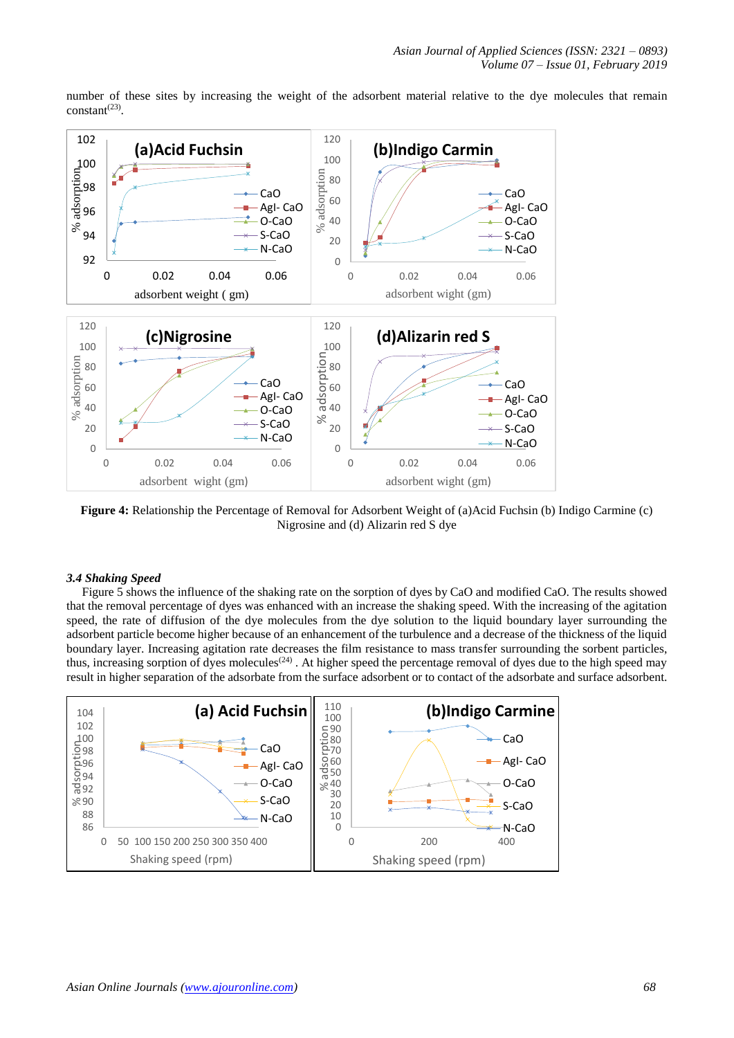number of these sites by increasing the weight of the adsorbent material relative to the dye molecules that remain constant[23].

**Figure 4:** Relationship the Percentage of Removal for Adsorbent Weight of (a)Acid Fuchsin (b) Indigo Carmine (c) Nigrosine and (d) Alizarin red S dye

### *3.4 Shaking Speed*

Figure 5 shows the influence of the shaking rate on the sorption of dyes by CaO and modified CaO. The results showed that the removal percentage of dyes was enhanced with an increase the shaking speed. With the increasing of the agitation speed, the rate of diffusion of the dye molecules from the dye solution to the liquid boundary layer surrounding the adsorbent particle become higher because of an enhancement of the turbulence and a decrease of the thickness of the liquid boundary layer. Increasing agitation rate decreases the film resistance to mass transfer surrounding the sorbent particles, thus, increasing sorption of dyes molecules[24] . At higher speed the percentage removal of dyes due to the high speed may result in higher separation of the adsorbate from the surface adsorbent or to contact of the adsorbate and surface adsorbent.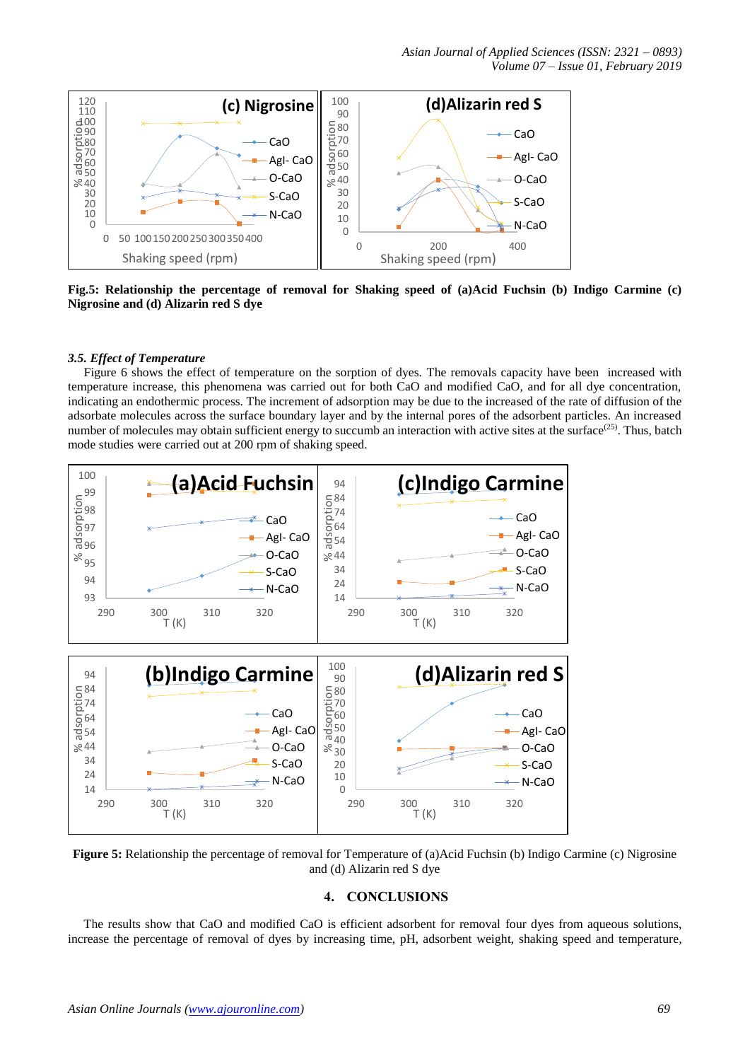**Fig.5: Relationship the percentage of removal for Shaking speed of (a)Acid Fuchsin (b) Indigo Carmine (c) Nigrosine and (d) Alizarin red S dye**

### *3.5. Effect of Temperature*

Figure 6 shows the effect of temperature on the sorption of dyes. The removals capacity have been increased with temperature increase, this phenomena was carried out for both CaO and modified CaO, and for all dye concentration, indicating an endothermic process. The increment of adsorption may be due to the increased of the rate of diffusion of the adsorbate molecules across the surface boundary layer and by the internal pores of the adsorbent particles. An increased number of molecules may obtain sufficient energy to succumb an interaction with active sites at the surface[25]. Thus, batch mode studies were carried out at 200 rpm of shaking speed.

**Figure 5:** Relationship the percentage of removal for Temperature of (a)Acid Fuchsin (b) Indigo Carmine (c) Nigrosine and (d) Alizarin red S dye

## 4. CONCLUSIONS

The results show that CaO and modified CaO is efficient adsorbent for removal four dyes from aqueous solutions, increase the percentage of removal of dyes by increasing time, pH, adsorbent weight, shaking speed and temperature,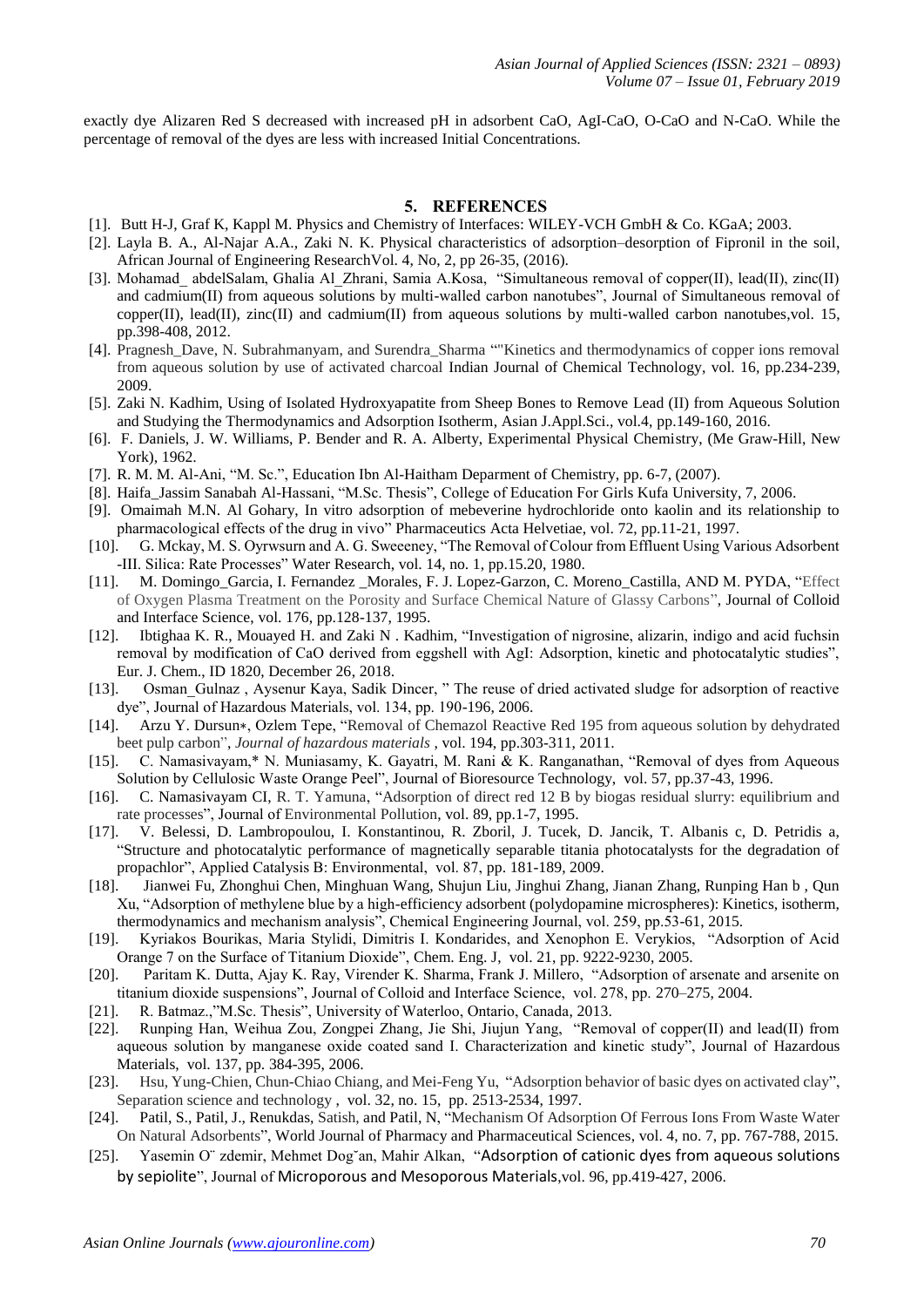exactly dye Alizaren Red S decreased with increased pH in adsorbent CaO, AgI-CaO, O-CaO and N-CaO. While the percentage of removal of the dyes are less with increased Initial Concentrations.

## 5. REFERENCES

[1]. Butt H-J, Graf K, Kappl M. Physics and Chemistry of Interfaces: WILEY-VCH GmbH & Co. KGaA; 2003.

[2]. Layla B. A., Al-Najar A.A., Zaki N. K. Physical characteristics of adsorption–desorption of Fipronil in the soil, African Journal of Engineering ResearchVol. 4, No, 2, pp 26-35, (2016).

[3]. Mohamad_ abdelSalam, Ghalia Al_Zhrani, Samia A.Kosa, "Simultaneous removal of copper(II), lead(II), zinc(II) and cadmium(II) from aqueous solutions by multi-walled carbon nanotubes", Journal of Simultaneous removal of copper(II), lead(II), zinc(II) and cadmium(II) from aqueous solutions by multi-walled carbon nanotubes,vol. 15, pp.398-408, 2012.

[4]. Pragnesh_Dave, N. Subrahmanyam, and Surendra_Sharma ""Kinetics and thermodynamics of copper ions removal from aqueous solution by use of activated charcoal Indian Journal of Chemical Technology, vol. 16, pp.234-239, 2009.

[5]. Zaki N. Kadhim, Using of Isolated Hydroxyapatite from Sheep Bones to Remove Lead (II) from Aqueous Solution and Studying the Thermodynamics and Adsorption Isotherm, Asian J.Appl.Sci., vol.4, pp.149-160, 2016.

[6]. F. Daniels, J. W. Williams, P. Bender and R. A. Alberty, Experimental Physical Chemistry, (Me Graw-Hill, New York), 1962.

[7]. R. M. M. Al-Ani, "M. Sc.", Education Ibn Al-Haitham Deparment of Chemistry, pp. 6-7, (2007).

[8]. Haifa_Jassim Sanabah Al-Hassani, "M.Sc. Thesis", College of Education For Girls Kufa University, 7, 2006.

[9]. Omaimah M.N. Al Gohary, In vitro adsorption of mebeverine hydrochloride onto kaolin and its relationship to pharmacological effects of the drug in vivo" Pharmaceutics Acta Helvetiae, vol. 72, pp.11-21, 1997.

[10]. G. Mckay, M. S. Oyrwsurn and A. G. Sweeeney, "The Removal of Colour from Effluent Using Various Adsorbent -III. Silica: Rate Processes" Water Research, vol. 14, no. 1, pp.15.20, 1980.

[11]. M. Domingo_Garcia, I. Fernandez _Morales, F. J. Lopez-Garzon, C. Moreno_Castilla, AND M. PYDA, "Effect of Oxygen Plasma Treatment on the Porosity and Surface Chemical Nature of Glassy Carbons", Journal of Colloid and Interface Science, vol. 176, pp.128-137, 1995.

[12]. Ibtighaa K. R., Mouayed H. and Zaki N . Kadhim, "Investigation of nigrosine, alizarin, indigo and acid fuchsin removal by modification of CaO derived from eggshell with AgI: Adsorption, kinetic and photocatalytic studies", Eur. J. Chem., ID 1820, December 26, 2018.

[13]. Osman_Gulnaz , Aysenur Kaya, Sadik Dincer, " The reuse of dried activated sludge for adsorption of reactive dye", Journal of Hazardous Materials, vol. 134, pp. 190-196, 2006.

[14]. Arzu Y. Dursun*, Ozlem Tepe, "Removal of Chemazol Reactive Red 195 from aqueous solution by dehydrated beet pulp carbon", *Journal of hazardous materials* , vol. 194, pp.303-311, 2011.

[15]. C. Namasivayam,* N. Muniasamy, K. Gayatri, M. Rani & K. Ranganathan, "Removal of dyes from Aqueous Solution by Cellulosic Waste Orange Peel", Journal of Bioresource Technology, vol. 57, pp.37-43, 1996.

[16]. C. Namasivayam CI, R. T. Yamuna, "Adsorption of direct red 12 B by biogas residual slurry: equilibrium and rate processes", Journal of Environmental Pollution, vol. 89, pp.1-7, 1995.

[17]. V. Belessi, D. Lambropoulou, I. Konstantinou, R. Zboril, J. Tucek, D. Jancik, T. Albanis c, D. Petridis a, "Structure and photocatalytic performance of magnetically separable titania photocatalysts for the degradation of propachlor", Applied Catalysis B: Environmental, vol. 87, pp. 181-189, 2009.

[18]. Jianwei Fu, Zhonghui Chen, Minghuan Wang, Shujun Liu, Jinghui Zhang, Jianan Zhang, Runping Han b , Qun Xu, "Adsorption of methylene blue by a high-efficiency adsorbent (polydopamine microspheres): Kinetics, isotherm, thermodynamics and mechanism analysis", Chemical Engineering Journal, vol. 259, pp.53-61, 2015.

[19]. Kyriakos Bourikas, Maria Stylidi, Dimitris I. Kondarides, and Xenophon E. Verykios, "Adsorption of Acid Orange 7 on the Surface of Titanium Dioxide", Chem. Eng. J, vol. 21, pp. 9222-9230, 2005.

[20]. Paritam K. Dutta, Ajay K. Ray, Virender K. Sharma, Frank J. Millero, "Adsorption of arsenate and arsenite on titanium dioxide suspensions", Journal of Colloid and Interface Science, vol. 278, pp. 270–275, 2004.

[21]. R. Batmaz.,"M.Sc. Thesis", University of Waterloo, Ontario, Canada, 2013.

[22]. Runping Han, Weihua Zou, Zongpei Zhang, Jie Shi, Jiujun Yang, "Removal of copper(II) and lead(II) from aqueous solution by manganese oxide coated sand I. Characterization and kinetic study", Journal of Hazardous Materials, vol. 137, pp. 384-395, 2006.

[23]. Hsu, Yung-Chien, Chun-Chiao Chiang, and Mei-Feng Yu, "Adsorption behavior of basic dyes on activated clay", Separation science and technology , vol. 32, no. 15, pp. 2513-2534, 1997.

[24]. Patil, S., Patil, J., Renukdas, Satish, and Patil, N, "Mechanism Of Adsorption Of Ferrous Ions From Waste Water On Natural Adsorbents", World Journal of Pharmacy and Pharmaceutical Sciences, vol. 4, no. 7, pp. 767-788, 2015.

[25]. Yasemin O¨ zdemir, Mehmet Dog˘an, Mahir Alkan, "Adsorption of cationic dyes from aqueous solutions by sepiolite", Journal of Microporous and Mesoporous Materials,vol. 96, pp.419-427, 2006.